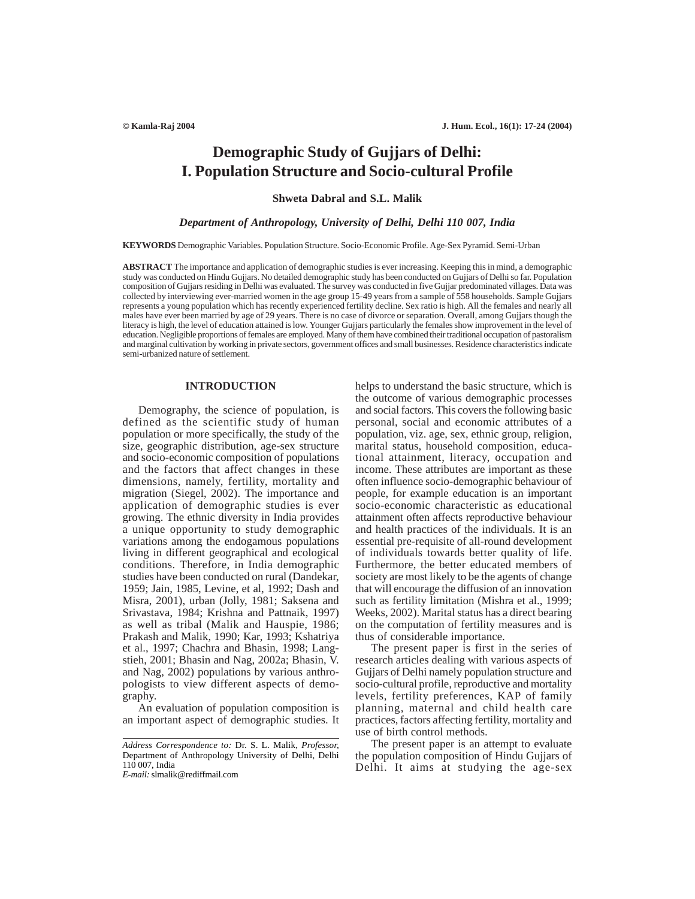# Demographic Study of Gujjars of Delhi: I. Population Structure and Socio-cultural Profile

**Shweta Dabral and S.L. Malik**

***Department of Anthropology, University of Delhi, Delhi 110 007, India***

**KEYWORDS** Demographic Variables. Population Structure. Socio-Economic Profile. Age-Sex Pyramid. Semi-Urban

**ABSTRACT** The importance and application of demographic studies is ever increasing. Keeping this in mind, a demographic study was conducted on Hindu Gujjars. No detailed demographic study has been conducted on Gujjars of Delhi so far. Population composition of Gujjars residing in Delhi was evaluated. The survey was conducted in five Gujjar predominated villages. Data was collected by interviewing ever-married women in the age group 15-49 years from a sample of 558 households. Sample Gujjars represents a young population which has recently experienced fertility decline. Sex ratio is high. All the females and nearly all males have ever been married by age of 29 years. There is no case of divorce or separation. Overall, among Gujjars though the literacy is high, the level of education attained is low. Younger Gujjars particularly the females show improvement in the level of education. Negligible proportions of females are employed. Many of them have combined their traditional occupation of pastoralism and marginal cultivation by working in private sectors, government offices and small businesses. Residence characteristics indicate semi-urbanized nature of settlement.

## INTRODUCTION

Demography, the science of population, is defined as the scientific study of human population or more specifically, the study of the size, geographic distribution, age-sex structure and socio-economic composition of populations and the factors that affect changes in these dimensions, namely, fertility, mortality and migration (Siegel, 2002). The importance and application of demographic studies is ever growing. The ethnic diversity in India provides a unique opportunity to study demographic variations among the endogamous populations living in different geographical and ecological conditions. Therefore, in India demographic studies have been conducted on rural (Dandekar, 1959; Jain, 1985, Levine, et al, 1992; Dash and Misra, 2001), urban (Jolly, 1981; Saksena and Srivastava, 1984; Krishna and Pattnaik, 1997) as well as tribal (Malik and Hauspie, 1986; Prakash and Malik, 1990; Kar, 1993; Kshatriya et al., 1997; Chachra and Bhasin, 1998; Langstieh, 2001; Bhasin and Nag, 2002a; Bhasin, V. and Nag, 2002) populations by various anthropologists to view different aspects of demography.

An evaluation of population composition is an important aspect of demographic studies. It helps to understand the basic structure, which is the outcome of various demographic processes and social factors. This covers the following basic personal, social and economic attributes of a population, viz. age, sex, ethnic group, religion, marital status, household composition, educational attainment, literacy, occupation and income. These attributes are important as these often influence socio-demographic behaviour of people, for example education is an important socio-economic characteristic as educational attainment often affects reproductive behaviour and health practices of the individuals. It is an essential pre-requisite of all-round development of individuals towards better quality of life. Furthermore, the better educated members of society are most likely to be the agents of change that will encourage the diffusion of an innovation such as fertility limitation (Mishra et al., 1999; Weeks, 2002). Marital status has a direct bearing on the computation of fertility measures and is thus of considerable importance.

The present paper is first in the series of research articles dealing with various aspects of Gujjars of Delhi namely population structure and socio-cultural profile, reproductive and mortality levels, fertility preferences, KAP of family planning, maternal and child health care practices, factors affecting fertility, mortality and use of birth control methods.

The present paper is an attempt to evaluate the population composition of Hindu Gujjars of Delhi. It aims at studying the age-sex

*Address Correspondence to:* Dr. S. L. Malik, *Professor,* Department of Anthropology University of Delhi, Delhi 110 007, India
*E-mail:* slmalik@rediffmail.com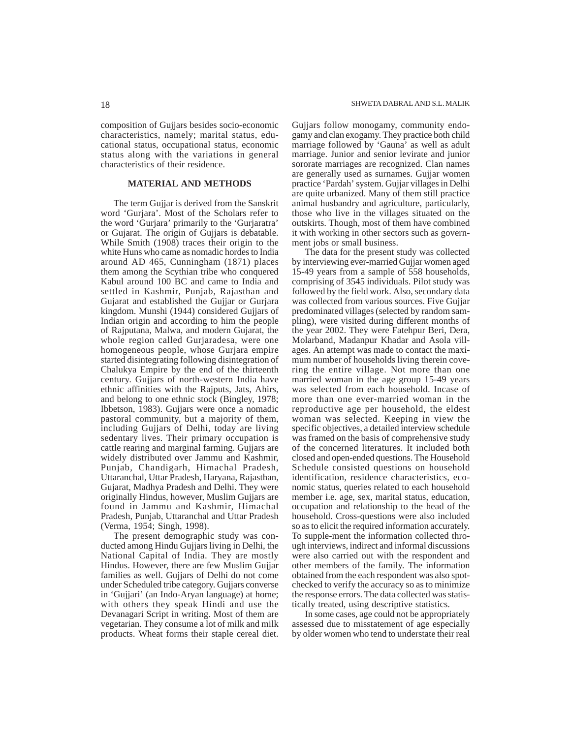composition of Gujjars besides socio-economic characteristics, namely; marital status, educational status, occupational status, economic status along with the variations in general characteristics of their residence.

## MATERIAL AND METHODS

The term Gujjar is derived from the Sanskrit word 'Gurjara'. Most of the Scholars refer to the word 'Gurjara' primarily to the 'Gurjaratra' or Gujarat. The origin of Gujjars is debatable. While Smith (1908) traces their origin to the white Huns who came as nomadic hordes to India around AD 465, Cunningham (1871) places them among the Scythian tribe who conquered Kabul around 100 BC and came to India and settled in Kashmir, Punjab, Rajasthan and Gujarat and established the Gujjar or Gurjara kingdom. Munshi (1944) considered Gujjars of Indian origin and according to him the people of Rajputana, Malwa, and modern Gujarat, the whole region called Gurjaradesa, were one homogeneous people, whose Gurjara empire started disintegrating following disintegration of Chalukya Empire by the end of the thirteenth century. Gujjars of north-western India have ethnic affinities with the Rajputs, Jats, Ahirs, and belong to one ethnic stock (Bingley, 1978; Ibbetson, 1983). Gujjars were once a nomadic pastoral community, but a majority of them, including Gujjars of Delhi, today are living sedentary lives. Their primary occupation is cattle rearing and marginal farming. Gujjars are widely distributed over Jammu and Kashmir, Punjab, Chandigarh, Himachal Pradesh, Uttaranchal, Uttar Pradesh, Haryana, Rajasthan, Gujarat, Madhya Pradesh and Delhi. They were originally Hindus, however, Muslim Gujjars are found in Jammu and Kashmir, Himachal Pradesh, Punjab, Uttaranchal and Uttar Pradesh (Verma, 1954; Singh, 1998).

The present demographic study was conducted among Hindu Gujjars living in Delhi, the National Capital of India. They are mostly Hindus. However, there are few Muslim Gujjar families as well. Gujjars of Delhi do not come under Scheduled tribe category. Gujjars converse in 'Gujjari' (an Indo-Aryan language) at home; with others they speak Hindi and use the Devanagari Script in writing. Most of them are vegetarian. They consume a lot of milk and milk products. Wheat forms their staple cereal diet. Gujjars follow monogamy, community endogamy and clan exogamy. They practice both child marriage followed by 'Gauna' as well as adult marriage. Junior and senior levirate and junior sororate marriages are recognized. Clan names are generally used as surnames. Gujjar women practice 'Pardah' system. Gujjar villages in Delhi are quite urbanized. Many of them still practice animal husbandry and agriculture, particularly, those who live in the villages situated on the outskirts. Though, most of them have combined it with working in other sectors such as government jobs or small business.

The data for the present study was collected by interviewing ever-married Gujjar women aged 15-49 years from a sample of 558 households, comprising of 3545 individuals. Pilot study was followed by the field work. Also, secondary data was collected from various sources. Five Gujjar predominated villages (selected by random sampling), were visited during different months of the year 2002. They were Fatehpur Beri, Dera, Molarband, Madanpur Khadar and Asola villages. An attempt was made to contact the maximum number of households living therein covering the entire village. Not more than one married woman in the age group 15-49 years was selected from each household. Incase of more than one ever-married woman in the reproductive age per household, the eldest woman was selected. Keeping in view the specific objectives, a detailed interview schedule was framed on the basis of comprehensive study of the concerned literatures. It included both closed and open-ended questions. The Household Schedule consisted questions on household identification, residence characteristics, economic status, queries related to each household member i.e. age, sex, marital status, education, occupation and relationship to the head of the household. Cross-questions were also included so as to elicit the required information accurately. To supple-ment the information collected through interviews, indirect and informal discussions were also carried out with the respondent and other members of the family. The information obtained from the each respondent was also spot-checked to verify the accuracy so as to minimize the response errors. The data collected was statistically treated, using descriptive statistics.

In some cases, age could not be appropriately assessed due to misstatement of age especially by older women who tend to understate their real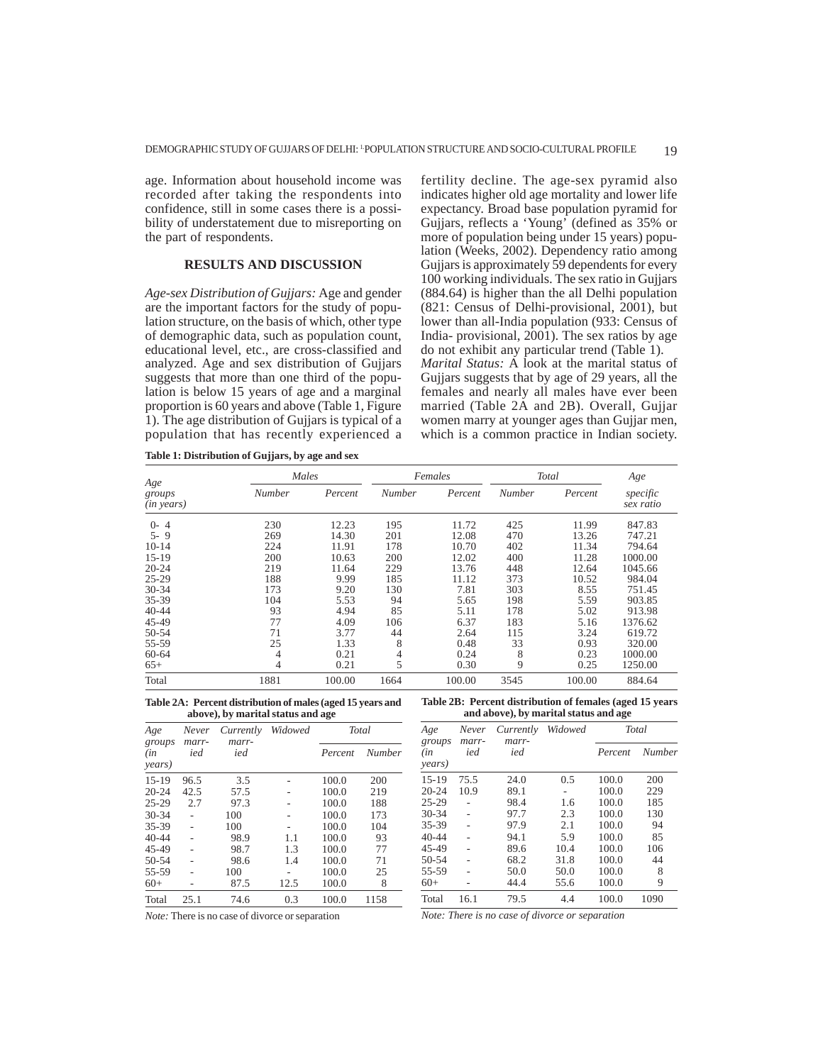age. Information about household income was recorded after taking the respondents into confidence, still in some cases there is a possibility of understatement due to misreporting on the part of respondents.

## RESULTS AND DISCUSSION

*Age-sex Distribution of Gujjars:* Age and gender are the important factors for the study of population structure, on the basis of which, other type of demographic data, such as population count, educational level, etc., are cross-classified and analyzed. Age and sex distribution of Gujjars suggests that more than one third of the population is below 15 years of age and a marginal proportion is 60 years and above (Table 1, Figure 1). The age distribution of Gujjars is typical of a population that has recently experienced a fertility decline. The age-sex pyramid also indicates higher old age mortality and lower life expectancy. Broad base population pyramid for Gujjars, reflects a 'Young' (defined as 35% or more of population being under 15 years) population (Weeks, 2002). Dependency ratio among Gujjars is approximately 59 dependents for every 100 working individuals. The sex ratio in Gujjars (884.64) is higher than the all Delhi population (821: Census of Delhi-provisional, 2001), but lower than all-India population (933: Census of India- provisional, 2001). The sex ratios by age do not exhibit any particular trend (Table 1).

*Marital Status:* A look at the marital status of Gujjars suggests that by age of 29 years, all the females and nearly all males have ever been married (Table 2A and 2B). Overall, Gujjar women marry at younger ages than Gujjar men, which is a common practice in Indian society.

**Table 1: Distribution of Gujjars, by age and sex**

| Age groups (in years) | Males | | Females | | Total | | Age specific sex ratio |
|---|---|---|---|---|---|---|---|
| | Number | Percent | Number | Percent | Number | Percent | |
| 0- 4 | 230 | 12.23 | 195 | 11.72 | 425 | 11.99 | 847.83 |
| 5- 9 | 269 | 14.30 | 201 | 12.08 | 470 | 13.26 | 747.21 |
| 10-14 | 224 | 11.91 | 178 | 10.70 | 402 | 11.34 | 794.64 |
| 15-19 | 200 | 10.63 | 200 | 12.02 | 400 | 11.28 | 1000.00 |
| 20-24 | 219 | 11.64 | 229 | 13.76 | 448 | 12.64 | 1045.66 |
| 25-29 | 188 | 9.99 | 185 | 11.12 | 373 | 10.52 | 984.04 |
| 30-34 | 173 | 9.20 | 130 | 7.81 | 303 | 8.55 | 751.45 |
| 35-39 | 104 | 5.53 | 94 | 5.65 | 198 | 5.59 | 903.85 |
| 40-44 | 93 | 4.94 | 85 | 5.11 | 178 | 5.02 | 913.98 |
| 45-49 | 77 | 4.09 | 106 | 6.37 | 183 | 5.16 | 1376.62 |
| 50-54 | 71 | 3.77 | 44 | 2.64 | 115 | 3.24 | 619.72 |
| 55-59 | 25 | 1.33 | 8 | 0.48 | 33 | 0.93 | 320.00 |
| 60-64 | 4 | 0.21 | 4 | 0.24 | 8 | 0.23 | 1000.00 |
| 65+ | 4 | 0.21 | 5 | 0.30 | 9 | 0.25 | 1250.00 |
| Total | 1881 | 100.00 | 1664 | 100.00 | 3545 | 100.00 | 884.64 |

**Table 2A: Percent distribution of males (aged 15 years and above), by marital status and age**

| Age groups (in years) | Never married | Currently married | Widowed | Total | |
|---|---|---|---|---|---|
| | | | | Percent | Number |
| 15-19 | 96.5 | 3.5 | - | 100.0 | 200 |
| 20-24 | 42.5 | 57.5 | - | 100.0 | 219 |
| 25-29 | 2.7 | 97.3 | - | 100.0 | 188 |
| 30-34 | - | 100 | - | 100.0 | 173 |
| 35-39 | - | 100 | - | 100.0 | 104 |
| 40-44 | - | 98.9 | 1.1 | 100.0 | 93 |
| 45-49 | - | 98.7 | 1.3 | 100.0 | 77 |
| 50-54 | - | 98.6 | 1.4 | 100.0 | 71 |
| 55-59 | - | 100 | - | 100.0 | 25 |
| 60+ | - | 87.5 | 12.5 | 100.0 | 8 |
| Total | 25.1 | 74.6 | 0.3 | 100.0 | 1158 |

*Note:* There is no case of divorce or separation

**Table 2B: Percent distribution of females (aged 15 years and above), by marital status and age**

| Age groups (in years) | Never married | Currently married | Widowed | Total | |
|---|---|---|---|---|---|
| | | | | Percent | Number |
| 15-19 | 75.5 | 24.0 | 0.5 | 100.0 | 200 |
| 20-24 | 10.9 | 89.1 | - | 100.0 | 229 |
| 25-29 | - | 98.4 | 1.6 | 100.0 | 185 |
| 30-34 | - | 97.7 | 2.3 | 100.0 | 130 |
| 35-39 | - | 97.9 | 2.1 | 100.0 | 94 |
| 40-44 | - | 94.1 | 5.9 | 100.0 | 85 |
| 45-49 | - | 89.6 | 10.4 | 100.0 | 106 |
| 50-54 | - | 68.2 | 31.8 | 100.0 | 44 |
| 55-59 | - | 50.0 | 50.0 | 100.0 | 8 |
| 60+ | - | 44.4 | 55.6 | 100.0 | 9 |
| Total | 16.1 | 79.5 | 4.4 | 100.0 | 1090 |

*Note: There is no case of divorce or separation*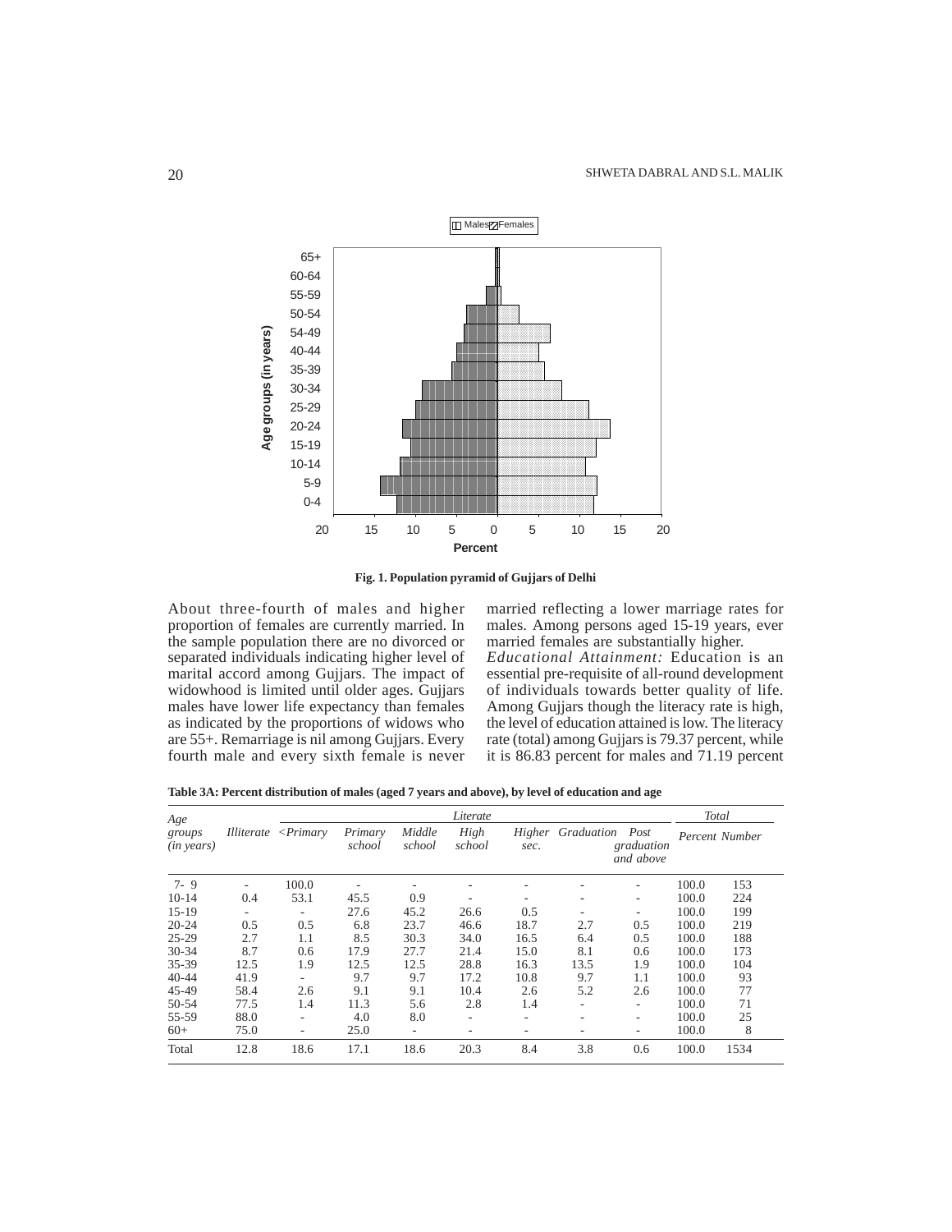Fig. 1. Population pyramid of Gujjars of Delhi

About three-fourth of males and higher proportion of females are currently married. In the sample population there are no divorced or separated individuals indicating higher level of marital accord among Gujjars. The impact of widowhood is limited until older ages. Gujjars males have lower life expectancy than females as indicated by the proportions of widows who are 55+. Remarriage is nil among Gujjars. Every fourth male and every sixth female is never married reflecting a lower marriage rates for males. Among persons aged 15-19 years, ever married females are substantially higher.

*Educational Attainment:* Education is an essential pre-requisite of all-round development of individuals towards better quality of life. Among Gujjars though the literacy rate is high, the level of education attained is low. The literacy rate (total) among Gujjars is 79.37 percent, while it is 86.83 percent for males and 71.19 percent

**Table 3A: Percent distribution of males (aged 7 years and above), by level of education and age**

| *Age groups (in years)* | *Illiterate* | *Literate* | | | | | | | | *Total* | |
|---|---|---|---|---|---|---|---|---|---|---|---|
| | | *<Primary* | *Primary school* | *Middle school* | *High school* | *Higher sec.* | *Graduation* | *Post graduation and above* | | *Percent* | *Number* |
| 7- 9 | - | 100.0 | - | - | - | - | - | - | | 100.0 | 153 |
| 10-14 | 0.4 | 53.1 | 45.5 | 0.9 | - | - | - | - | | 100.0 | 224 |
| 15-19 | - | - | 27.6 | 45.2 | 26.6 | 0.5 | - | - | | 100.0 | 199 |
| 20-24 | 0.5 | 0.5 | 6.8 | 23.7 | 46.6 | 18.7 | 2.7 | 0.5 | | 100.0 | 219 |
| 25-29 | 2.7 | 1.1 | 8.5 | 30.3 | 34.0 | 16.5 | 6.4 | 0.5 | | 100.0 | 188 |
| 30-34 | 8.7 | 0.6 | 17.9 | 27.7 | 21.4 | 15.0 | 8.1 | 0.6 | | 100.0 | 173 |
| 35-39 | 12.5 | 1.9 | 12.5 | 12.5 | 28.8 | 16.3 | 13.5 | 1.9 | | 100.0 | 104 |
| 40-44 | 41.9 | - | 9.7 | 9.7 | 17.2 | 10.8 | 9.7 | 1.1 | | 100.0 | 93 |
| 45-49 | 58.4 | 2.6 | 9.1 | 9.1 | 10.4 | 2.6 | 5.2 | 2.6 | | 100.0 | 77 |
| 50-54 | 77.5 | 1.4 | 11.3 | 5.6 | 2.8 | 1.4 | - | - | | 100.0 | 71 |
| 55-59 | 88.0 | - | 4.0 | 8.0 | - | - | - | - | | 100.0 | 25 |
| 60+ | 75.0 | - | 25.0 | - | - | - | - | - | | 100.0 | 8 |
| Total | 12.8 | 18.6 | 17.1 | 18.6 | 20.3 | 8.4 | 3.8 | 0.6 | | 100.0 | 1534 |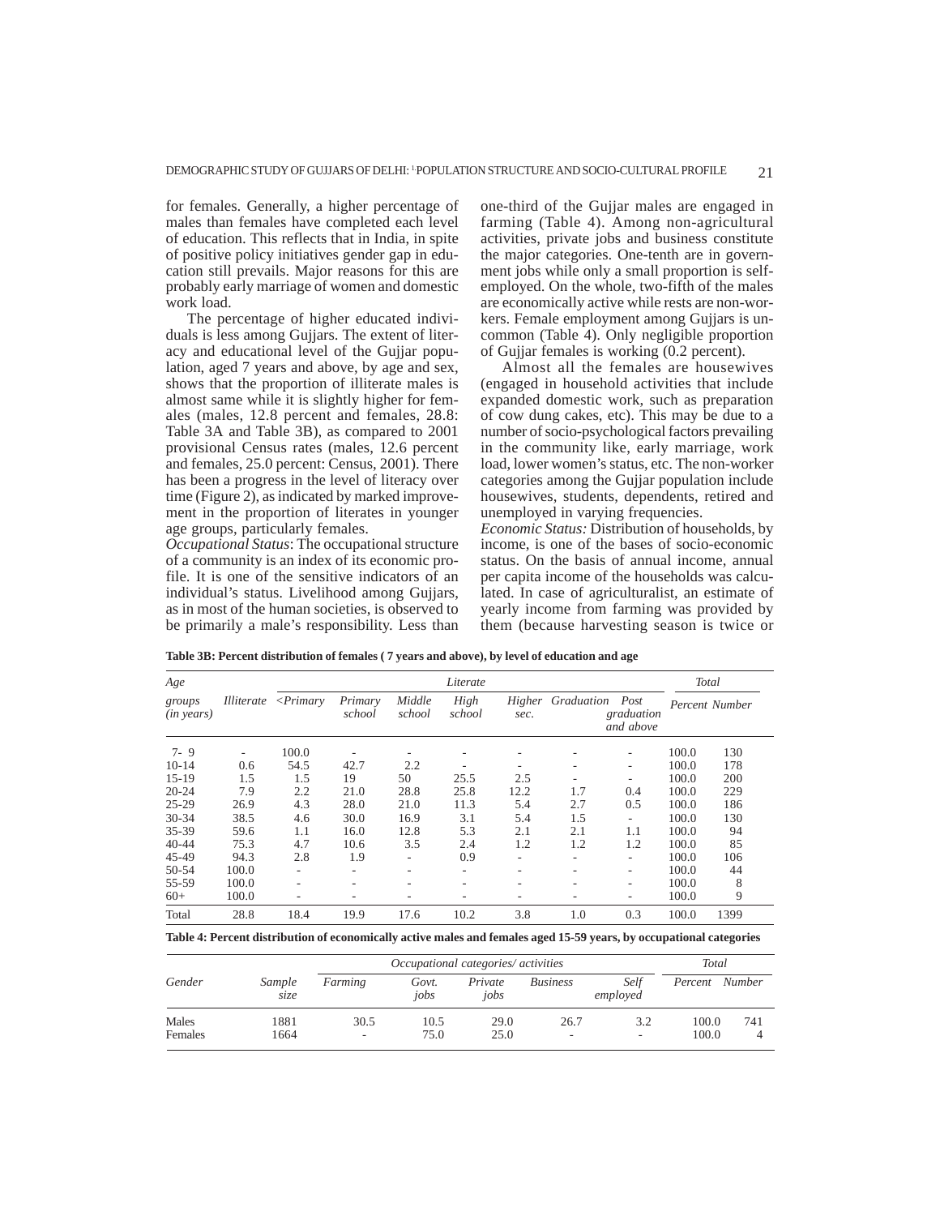for females. Generally, a higher percentage of males than females have completed each level of education. This reflects that in India, in spite of positive policy initiatives gender gap in education still prevails. Major reasons for this are probably early marriage of women and domestic work load.

The percentage of higher educated individuals is less among Gujjars. The extent of literacy and educational level of the Gujjar population, aged 7 years and above, by age and sex, shows that the proportion of illiterate males is almost same while it is slightly higher for females (males, 12.8 percent and females, 28.8: Table 3A and Table 3B), as compared to 2001 provisional Census rates (males, 12.6 percent and females, 25.0 percent: Census, 2001). There has been a progress in the level of literacy over time (Figure 2), as indicated by marked improvement in the proportion of literates in younger age groups, particularly females.

*Occupational Status*: The occupational structure of a community is an index of its economic profile. It is one of the sensitive indicators of an individual's status. Livelihood among Gujjars, as in most of the human societies, is observed to be primarily a male's responsibility. Less than one-third of the Gujjar males are engaged in farming (Table 4). Among non-agricultural activities, private jobs and business constitute the major categories. One-tenth are in government jobs while only a small proportion is self-employed. On the whole, two-fifth of the males are economically active while rests are non-workers. Female employment among Gujjars is uncommon (Table 4). Only negligible proportion of Gujjar females is working (0.2 percent).

Almost all the females are housewives (engaged in household activities that include expanded domestic work, such as preparation of cow dung cakes, etc). This may be due to a number of socio-psychological factors prevailing in the community like, early marriage, work load, lower women's status, etc. The non-worker categories among the Gujjar population include housewives, students, dependents, retired and unemployed in varying frequencies.

*Economic Status:* Distribution of households, by income, is one of the bases of socio-economic status. On the basis of annual income, annual per capita income of the households was calculated. In case of agriculturalist, an estimate of yearly income from farming was provided by them (because harvesting season is twice or

**Table 3B: Percent distribution of females ( 7 years and above), by level of education and age**

| *Age groups (in years)* | *Illiterate* | *Literate* | | | | | | | | *Total* | |
|---|---|---|---|---|---|---|---|---|---|---|---|
| | | *<Primary* | *Primary school* | *Middle school* | *High school* | *Higher sec.* | *Graduation* | *Post graduation and above* | | *Percent* | *Number* |
| 7- 9 | - | 100.0 | - | - | - | - | - | - | | 100.0 | 130 |
| 10-14 | 0.6 | 54.5 | 42.7 | 2.2 | - | - | - | - | | 100.0 | 178 |
| 15-19 | 1.5 | 1.5 | 19 | 50 | 25.5 | 2.5 | - | - | | 100.0 | 200 |
| 20-24 | 7.9 | 2.2 | 21.0 | 28.8 | 25.8 | 12.2 | 1.7 | 0.4 | | 100.0 | 229 |
| 25-29 | 26.9 | 4.3 | 28.0 | 21.0 | 11.3 | 5.4 | 2.7 | 0.5 | | 100.0 | 186 |
| 30-34 | 38.5 | 4.6 | 30.0 | 16.9 | 3.1 | 5.4 | 1.5 | - | | 100.0 | 130 |
| 35-39 | 59.6 | 1.1 | 16.0 | 12.8 | 5.3 | 2.1 | 2.1 | 1.1 | | 100.0 | 94 |
| 40-44 | 75.3 | 4.7 | 10.6 | 3.5 | 2.4 | 1.2 | 1.2 | 1.2 | | 100.0 | 85 |
| 45-49 | 94.3 | 2.8 | 1.9 | - | 0.9 | - | - | - | | 100.0 | 106 |
| 50-54 | 100.0 | - | - | - | - | - | - | - | | 100.0 | 44 |
| 55-59 | 100.0 | - | - | - | - | - | - | - | | 100.0 | 8 |
| 60+ | 100.0 | - | - | - | - | - | - | - | | 100.0 | 9 |
| Total | 28.8 | 18.4 | 19.9 | 17.6 | 10.2 | 3.8 | 1.0 | 0.3 | | 100.0 | 1399 |

**Table 4: Percent distribution of economically active males and females aged 15-59 years, by occupational categories**

| *Gender* | *Sample size* | *Occupational categories/ activities* | | | | | *Total* | |
|---|---|---|---|---|---|---|---|---|
| | | *Farming* | *Govt. jobs* | *Private jobs* | *Business* | *Self employed* | *Percent* | *Number* |
| Males | 1881 | 30.5 | 10.5 | 29.0 | 26.7 | 3.2 | 100.0 | 741 |
| Females | 1664 | - | 75.0 | 25.0 | - | - | 100.0 | 4 |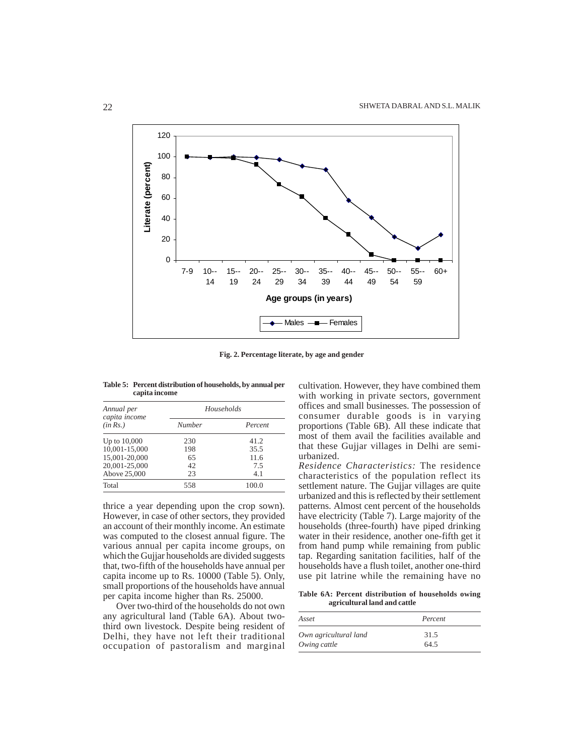Fig. 2. Percentage literate, by age and gender

**Table 5: Percent distribution of households, by annual per capita income**

| Annual per capita income (in Rs.) | Households | |
|---|---|---|
| | Number | Percent |
| Up to 10,000 | 230 | 41.2 |
| 10,001-15,000 | 198 | 35.5 |
| 15,001-20,000 | 65 | 11.6 |
| 20,001-25,000 | 42 | 7.5 |
| Above 25,000 | 23 | 4.1 |
| Total | 558 | 100.0 |

thrice a year depending upon the crop sown). However, in case of other sectors, they provided an account of their monthly income. An estimate was computed to the closest annual figure. The various annual per capita income groups, on which the Gujjar households are divided suggests that, two-fifth of the households have annual per capita income up to Rs. 10000 (Table 5). Only, small proportions of the households have annual per capita income higher than Rs. 25000.

Over two-third of the households do not own any agricultural land (Table 6A). About two-third own livestock. Despite being resident of Delhi, they have not left their traditional occupation of pastoralism and marginal cultivation. However, they have combined them with working in private sectors, government offices and small businesses. The possession of consumer durable goods is in varying proportions (Table 6B). All these indicate that most of them avail the facilities available and that these Gujjar villages in Delhi are semi-urbanized.

*Residence Characteristics:* The residence characteristics of the population reflect its settlement nature. The Gujjar villages are quite urbanized and this is reflected by their settlement patterns. Almost cent percent of the households have electricity (Table 7). Large majority of the households (three-fourth) have piped drinking water in their residence, another one-fifth get it from hand pump while remaining from public tap. Regarding sanitation facilities, half of the households have a flush toilet, another one-third use pit latrine while the remaining have no

**Table 6A: Percent distribution of households owing agricultural land and cattle**

| Asset | Percent |
|---|---|
| Own agricultural land | 31.5 |
| Owing cattle | 64.5 |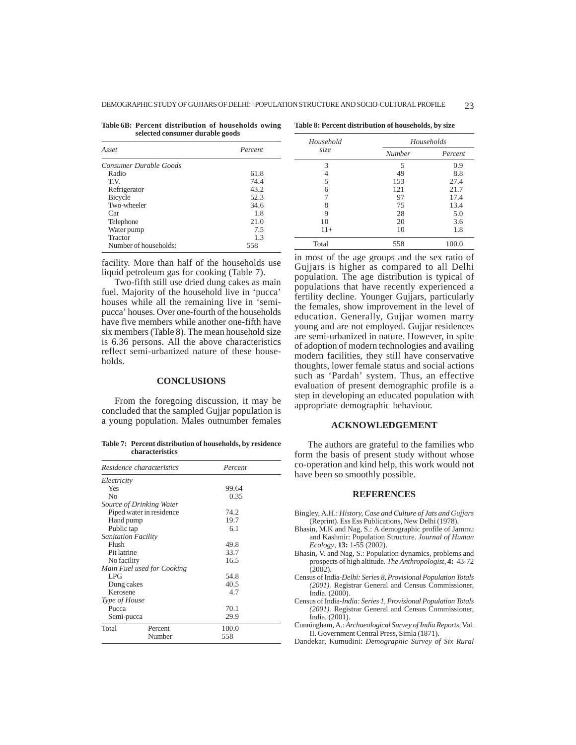**Table 6B: Percent distribution of households owing selected consumer durable goods**

| Asset | Percent |
|---|---|
| *Consumer Durable Goods* | |
| Radio | 61.8 |
| T.V. | 74.4 |
| Refrigerator | 43.2 |
| Bicycle | 52.3 |
| Two-wheeler | 34.6 |
| Car | 1.8 |
| Telephone | 21.0 |
| Water pump | 7.5 |
| Tractor | 1.3 |
| Number of households: | 558 |

facility. More than half of the households use liquid petroleum gas for cooking (Table 7).

Two-fifth still use dried dung cakes as main fuel. Majority of the household live in 'pucca' houses while all the remaining live in 'semi-pucca' houses. Over one-fourth of the households have five members while another one-fifth have six members (Table 8). The mean household size is 6.36 persons. All the above characteristics reflect semi-urbanized nature of these households.

## CONCLUSIONS

From the foregoing discussion, it may be concluded that the sampled Gujjar population is a young population. Males outnumber females in most of the age groups and the sex ratio of Gujjars is higher as compared to all Delhi population. The age distribution is typical of populations that have recently experienced a fertility decline. Younger Gujjars, particularly the females, show improvement in the level of education. Generally, Gujjar women marry young and are not employed. Gujjar residences are semi-urbanized in nature. However, in spite of adoption of modern technologies and availing modern facilities, they still have conservative thoughts, lower female status and social actions such as 'Pardah' system. Thus, an effective evaluation of present demographic profile is a step in developing an educated population with appropriate demographic behaviour.

**Table 7: Percent distribution of households, by residence characteristics**

| Residence characteristics | | Percent |
|---|---|---|
| *Electricity* | | |
| Yes | | 99.64 |
| No | | 0.35 |
| *Source of Drinking Water* | | |
| Piped water in residence | | 74.2 |
| Hand pump | | 19.7 |
| Public tap | | 6.1 |
| *Sanitation Facility* | | |
| Flush | | 49.8 |
| Pit latrine | | 33.7 |
| No facility | | 16.5 |
| *Main Fuel used for Cooking* | | |
| LPG | | 54.8 |
| Dung cakes | | 40.5 |
| Kerosene | | 4.7 |
| *Type of House* | | |
| Pucca | | 70.1 |
| Semi-pucca | | 29.9 |
| Total | Percent | 100.0 |
| | Number | 558 |

**Table 8: Percent distribution of households, by size**

| Household size | Households | |
|---|---|---|
| | Number | Percent |
| 3 | 5 | 0.9 |
| 4 | 49 | 8.8 |
| 5 | 153 | 27.4 |
| 6 | 121 | 21.7 |
| 7 | 97 | 17.4 |
| 8 | 75 | 13.4 |
| 9 | 28 | 5.0 |
| 10 | 20 | 3.6 |
| 11+ | 10 | 1.8 |
| Total | 558 | 100.0 |

## ACKNOWLEDGEMENT

The authors are grateful to the families who form the basis of present study without whose co-operation and kind help, this work would not have been so smoothly possible.

## REFERENCES

Bingley, A.H.: *History, Case and Culture of Jats and Gujjars* (Reprint). Ess Ess Publications, New Delhi (1978).

Bhasin, M.K and Nag, S.: A demographic profile of Jammu and Kashmir: Population Structure. *Journal of Human Ecology*, **13:** 1-55 (2002).

Bhasin, V. and Nag, S.: Population dynamics, problems and prospects of high altitude. *The Anthropologist*, **4:** 43-72 (2002).

Census of India-*Delhi: Series 8, Provisional Population Totals (2001).* Registrar General and Census Commissioner, India. (2000).

Census of India-*India: Series 1, Provisional Population Totals (2001).* Registrar General and Census Commissioner, India. (2001).

Cunningham, A.: *Archaeological Survey of India Reports*, Vol. II. Government Central Press, Simla (1871).

Dandekar, Kumudini: *Demographic Survey of Six Rural*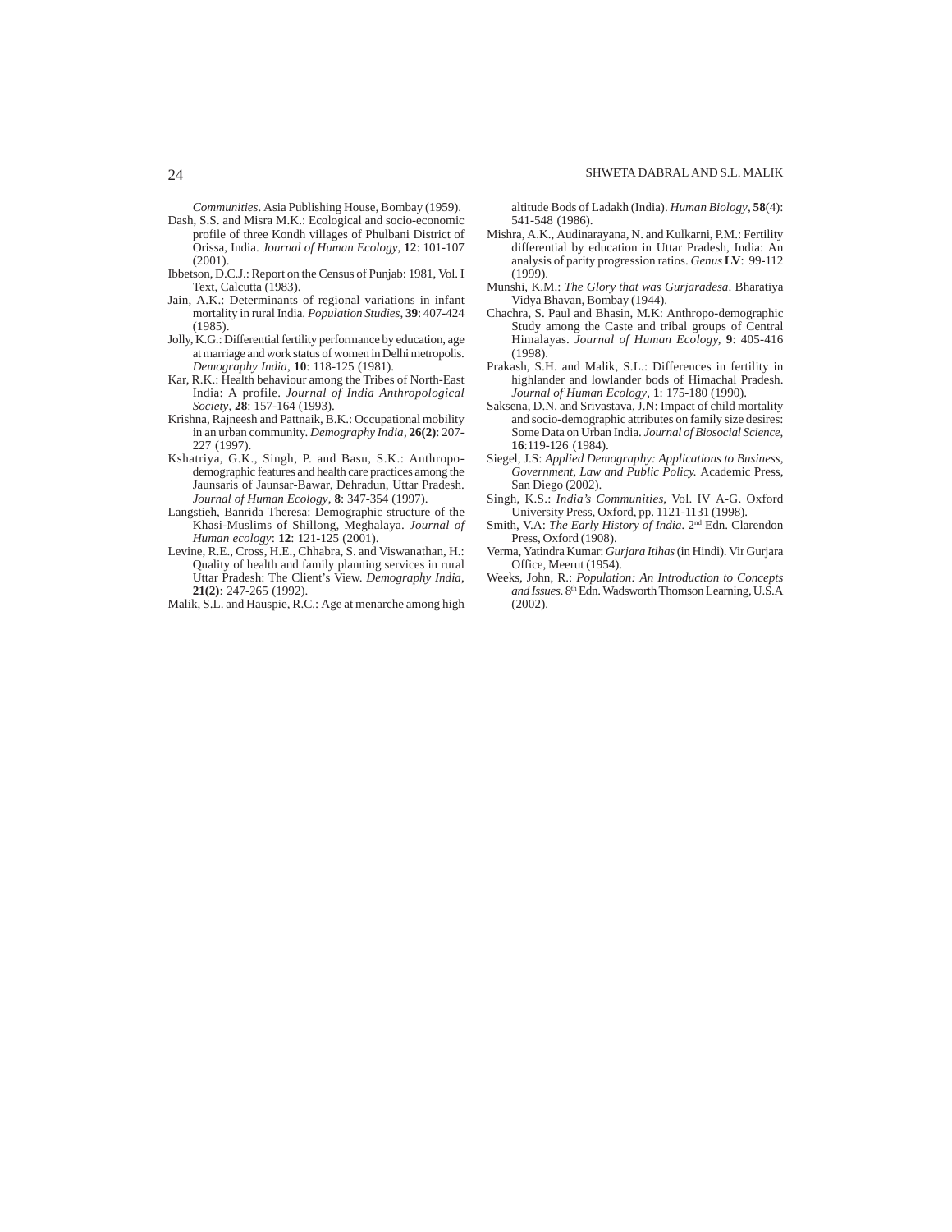*Communities*. Asia Publishing House, Bombay (1959).

Dash, S.S. and Misra M.K.: Ecological and socio-economic profile of three Kondh villages of Phulbani District of Orissa, India. *Journal of Human Ecology*, **12**: 101-107 (2001).

Ibbetson, D.C.J.: Report on the Census of Punjab: 1981, Vol. I Text, Calcutta (1983).

Jain, A.K.: Determinants of regional variations in infant mortality in rural India. *Population Studies*, **39**: 407-424 (1985).

Jolly, K.G.: Differential fertility performance by education, age at marriage and work status of women in Delhi metropolis. *Demography India*, **10**: 118-125 (1981).

Kar, R.K.: Health behaviour among the Tribes of North-East India: A profile. *Journal of India Anthropological Society*, **28**: 157-164 (1993).

Krishna, Rajneesh and Pattnaik, B.K.: Occupational mobility in an urban community. *Demography India*, **26(2)**: 207-227 (1997).

Kshatriya, G.K., Singh, P. and Basu, S.K.: Anthropo-demographic features and health care practices among the Jaunsaris of Jaunsar-Bawar, Dehradun, Uttar Pradesh. *Journal of Human Ecology*, **8**: 347-354 (1997).

Langstieh, Banrida Theresa: Demographic structure of the Khasi-Muslims of Shillong, Meghalaya. *Journal of Human ecology*: **12**: 121-125 (2001).

Levine, R.E., Cross, H.E., Chhabra, S. and Viswanathan, H.: Quality of health and family planning services in rural Uttar Pradesh: The Client's View. *Demography India*, **21(2)**: 247-265 (1992).

Malik, S.L. and Hauspie, R.C.: Age at menarche among high altitude Bods of Ladakh (India). *Human Biology*, **58**(4): 541-548 (1986).

Mishra, A.K., Audinarayana, N. and Kulkarni, P.M.: Fertility differential by education in Uttar Pradesh, India: An analysis of parity progression ratios. *Genus* **LV**: 99-112 (1999).

Munshi, K.M.: *The Glory that was Gurjaradesa*. Bharatiya Vidya Bhavan, Bombay (1944).

Chachra, S. Paul and Bhasin, M.K: Anthropo-demographic Study among the Caste and tribal groups of Central Himalayas. *Journal of Human Ecology*, **9**: 405-416 (1998).

Prakash, S.H. and Malik, S.L.: Differences in fertility in highlander and lowlander bods of Himachal Pradesh. *Journal of Human Ecology*, **1**: 175-180 (1990).

Saksena, D.N. and Srivastava, J.N: Impact of child mortality and socio-demographic attributes on family size desires: Some Data on Urban India. *Journal of Biosocial Science*, **16**:119-126 (1984).

Siegel, J.S: *Applied Demography: Applications to Business, Government, Law and Public Policy.* Academic Press, San Diego (2002).

Singh, K.S.: *India's Communities*, Vol. IV A-G. Oxford University Press, Oxford, pp. 1121-1131 (1998).

Smith, V.A: *The Early History of India.* 2nd Edn. Clarendon Press, Oxford (1908).

Verma, Yatindra Kumar: *Gurjara Itihas* (in Hindi). Vir Gurjara Office, Meerut (1954).

Weeks, John, R.: *Population: An Introduction to Concepts and Issues.* 8th Edn. Wadsworth Thomson Learning, U.S.A (2002).